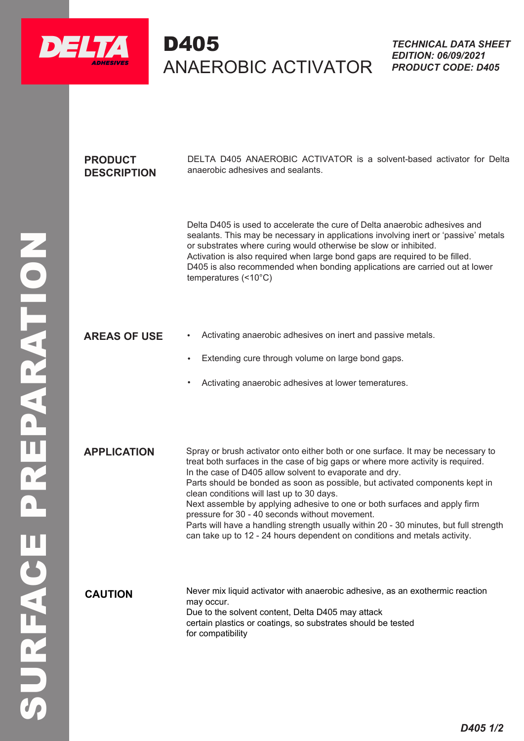# D405

## ANAEROBIC ACTIVATOR

***TECHNICAL DATA SHEET***
***EDITION: 06/09/2021***
***PRODUCT CODE: D405***

SURFACE PREPARATION

### PRODUCT DESCRIPTION

DELTA D405 ANAEROBIC ACTIVATOR is a solvent-based activator for Delta anaerobic adhesives and sealants.

Delta D405 is used to accelerate the cure of Delta anaerobic adhesives and sealants. This may be necessary in applications involving inert or 'passive' metals or substrates where curing would otherwise be slow or inhibited.
Activation is also required when large bond gaps are required to be filled.
D405 is also recommended when bonding applications are carried out at lower temperatures (<10°C)

### AREAS OF USE

- Activating anaerobic adhesives on inert and passive metals.
- Extending cure through volume on large bond gaps.
- Activating anaerobic adhesives at lower temeratures.

### APPLICATION

Spray or brush activator onto either both or one surface. It may be necessary to treat both surfaces in the case of big gaps or where more activity is required.
In the case of D405 allow solvent to evaporate and dry.
Parts should be bonded as soon as possible, but activated components kept in clean conditions will last up to 30 days.
Next assemble by applying adhesive to one or both surfaces and apply firm pressure for 30 - 40 seconds without movement.
Parts will have a handling strength usually within 20 - 30 minutes, but full strength can take up to 12 - 24 hours dependent on conditions and metals activity.

### CAUTION

Never mix liquid activator with anaerobic adhesive, as an exothermic reaction may occur.
Due to the solvent content, Delta D405 may attack certain plastics or coatings, so substrates should be tested for compatibility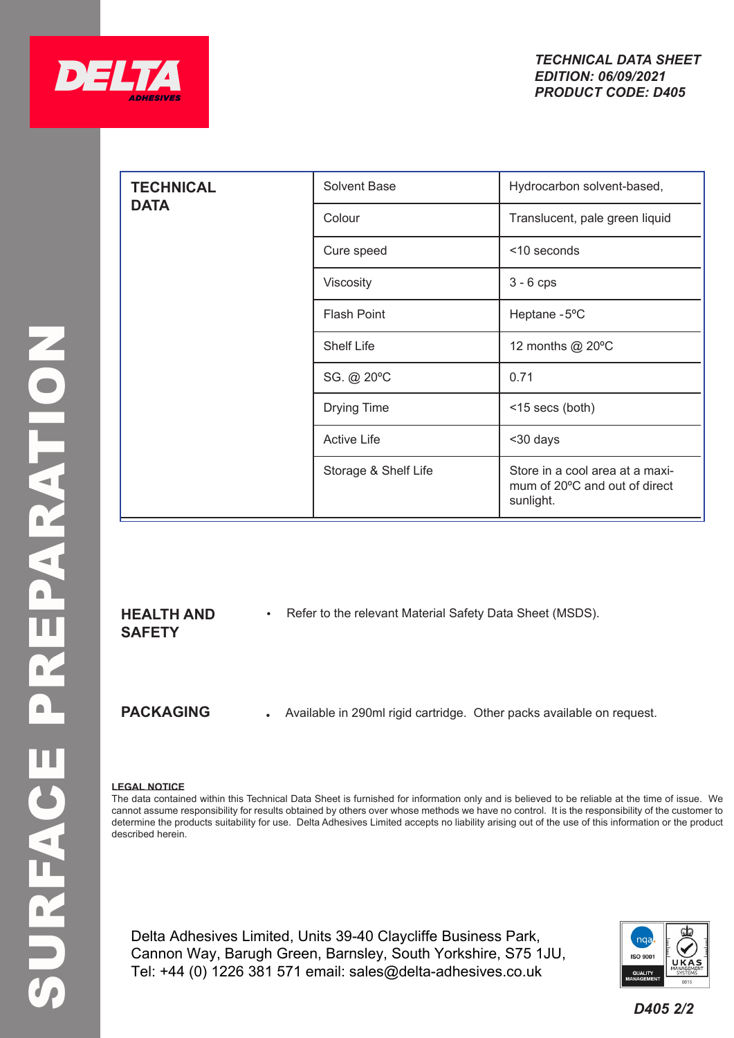*TECHNICAL DATA SHEET*
*EDITION: 06/09/2021*
*PRODUCT CODE: D405*

| | | |
|---|---|---|
| **TECHNICAL DATA** | Solvent Base | Hydrocarbon solvent-based, |
| | Colour | Translucent, pale green liquid |
| | Cure speed | <10 seconds |
| | Viscosity | 3 - 6 cps |
| | Flash Point | Heptane -5ºC |
| | Shelf Life | 12 months @ 20ºC |
| | SG. @ 20ºC | 0.71 |
| | Drying Time | <15 secs (both) |
| | Active Life | <30 days |
| | Storage & Shelf Life | Store in a cool area at a maximum of 20ºC and out of direct sunlight. |

## HEALTH AND SAFETY

- Refer to the relevant Material Safety Data Sheet (MSDS).

## PACKAGING

- Available in 290ml rigid cartridge. Other packs available on request.

**LEGAL NOTICE**

The data contained within this Technical Data Sheet is furnished for information only and is believed to be reliable at the time of issue. We cannot assume responsibility for results obtained by others over whose methods we have no control. It is the responsibility of the customer to determine the products suitability for use. Delta Adhesives Limited accepts no liability arising out of the use of this information or the product described herein.

Delta Adhesives Limited, Units 39-40 Claycliffe Business Park, Cannon Way, Barugh Green, Barnsley, South Yorkshire, S75 1JU,
Tel: +44 (0) 1226 381 571 email: sales@delta-adhesives.co.uk